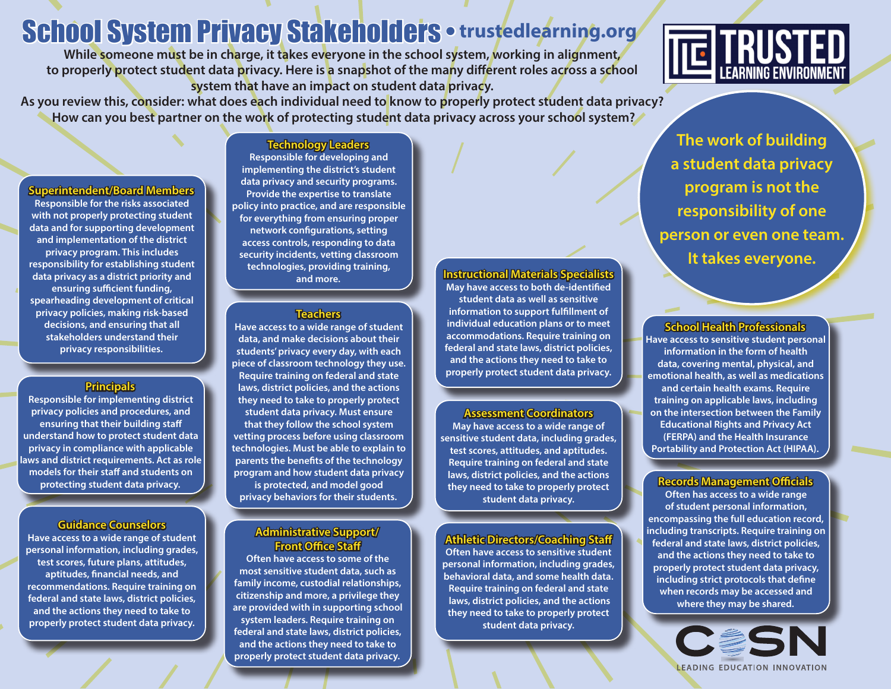# School System Privacy Stakeholders • trustedlearning.org

**TRUSTED LEARNING ENVIRONMENT**

While someone must be in charge, it takes everyone in the school system, working in alignment, to properly protect student data privacy. Here is a snapshot of the many different roles across a school system that have an impact on student data privacy.

As you review this, consider: what does each individual need to know to properly protect student data privacy? How can you best partner on the work of protecting student data privacy across your school system?

**The work of building a student data privacy program is not the responsibility of one person or even one team. It takes everyone.**

### Superintendent/Board Members

Responsible for the risks associated with not properly protecting student data and for supporting development and implementation of the district privacy program. This includes responsibility for establishing student data privacy as a district priority and ensuring sufficient funding, spearheading development of critical privacy policies, making risk-based decisions, and ensuring that all stakeholders understand their privacy responsibilities.

### Principals

Responsible for implementing district privacy policies and procedures, and ensuring that their building staff understand how to protect student data privacy in compliance with applicable laws and district requirements. Act as role models for their staff and students on protecting student data privacy.

### Guidance Counselors

Have access to a wide range of student personal information, including grades, test scores, future plans, attitudes, aptitudes, financial needs, and recommendations. Require training on federal and state laws, district policies, and the actions they need to take to properly protect student data privacy.

### Technology Leaders

Responsible for developing and implementing the district's student data privacy and security programs. Provide the expertise to translate policy into practice, and are responsible for everything from ensuring proper network configurations, setting access controls, responding to data security incidents, vetting classroom technologies, providing training, and more.

### Teachers

Have access to a wide range of student data, and make decisions about their students' privacy every day, with each piece of classroom technology they use. Require training on federal and state laws, district policies, and the actions they need to take to properly protect student data privacy. Must ensure that they follow the school system vetting process before using classroom technologies. Must be able to explain to parents the benefits of the technology program and how student data privacy is protected, and model good privacy behaviors for their students.

### Administrative Support/ Front Office Staff

Often have access to some of the most sensitive student data, such as family income, custodial relationships, citizenship and more, a privilege they are provided with in supporting school system leaders. Require training on federal and state laws, district policies, and the actions they need to take to properly protect student data privacy.

### Instructional Materials Specialists

May have access to both de-identified student data as well as sensitive information to support fulfillment of individual education plans or to meet accommodations. Require training on federal and state laws, district policies, and the actions they need to take to properly protect student data privacy.

### Assessment Coordinators

May have access to a wide range of sensitive student data, including grades, test scores, attitudes, and aptitudes. Require training on federal and state laws, district policies, and the actions they need to take to properly protect student data privacy.

### Athletic Directors/Coaching Staff

Often have access to sensitive student personal information, including grades, behavioral data, and some health data. Require training on federal and state laws, district policies, and the actions they need to take to properly protect student data privacy.

### School Health Professionals

Have access to sensitive student personal information in the form of health data, covering mental, physical, and emotional health, as well as medications and certain health exams. Require training on applicable laws, including on the intersection between the Family Educational Rights and Privacy Act (FERPA) and the Health Insurance Portability and Protection Act (HIPAA).

### Records Management Officials

Often has access to a wide range of student personal information, encompassing the full education record, including transcripts. Require training on federal and state laws, district policies, and the actions they need to take to properly protect student data privacy, including strict protocols that define when records may be accessed and where they may be shared.

**CoSN** — LEADING EDUCATION INNOVATION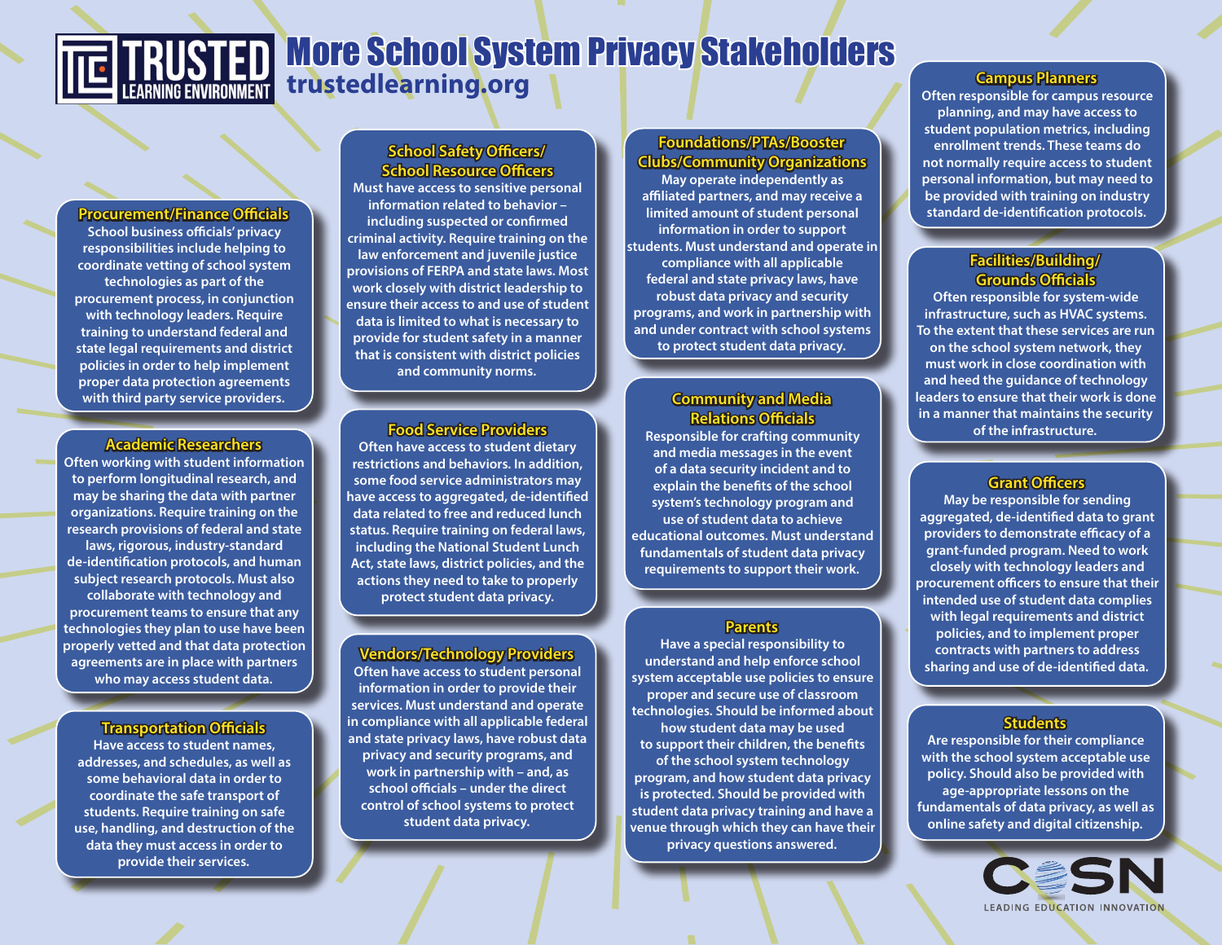# More School System Privacy Stakeholders

trustedlearning.org

### Procurement/Finance Officials

School business officials' privacy responsibilities include helping to coordinate vetting of school system technologies as part of the procurement process, in conjunction with technology leaders. Require training to understand federal and state legal requirements and district policies in order to help implement proper data protection agreements with third party service providers.

### Academic Researchers

Often working with student information to perform longitudinal research, and may be sharing the data with partner organizations. Require training on the research provisions of federal and state laws, rigorous, industry-standard de-identification protocols, and human subject research protocols. Must also collaborate with technology and procurement teams to ensure that any technologies they plan to use have been properly vetted and that data protection agreements are in place with partners who may access student data.

### Transportation Officials

Have access to student names, addresses, and schedules, as well as some behavioral data in order to coordinate the safe transport of students. Require training on safe use, handling, and destruction of the data they must access in order to provide their services.

### School Safety Officers/ School Resource Officers

Must have access to sensitive personal information related to behavior – including suspected or confirmed criminal activity. Require training on the law enforcement and juvenile justice provisions of FERPA and state laws. Most work closely with district leadership to ensure their access to and use of student data is limited to what is necessary to provide for student safety in a manner that is consistent with district policies and community norms.

### Food Service Providers

Often have access to student dietary restrictions and behaviors. In addition, some food service administrators may have access to aggregated, de-identified data related to free and reduced lunch status. Require training on federal laws, including the National Student Lunch Act, state laws, district policies, and the actions they need to take to properly protect student data privacy.

### Vendors/Technology Providers

Often have access to student personal information in order to provide their services. Must understand and operate in compliance with all applicable federal and state privacy laws, have robust data privacy and security programs, and work in partnership with – and, as school officials – under the direct control of school systems to protect student data privacy.

### Foundations/PTAs/Booster Clubs/Community Organizations

May operate independently as affiliated partners, and may receive a limited amount of student personal information in order to support students. Must understand and operate in compliance with all applicable federal and state privacy laws, have robust data privacy and security programs, and work in partnership with and under contract with school systems to protect student data privacy.

### Community and Media Relations Officials

Responsible for crafting community and media messages in the event of a data security incident and to explain the benefits of the school system's technology program and use of student data to achieve educational outcomes. Must understand fundamentals of student data privacy requirements to support their work.

### Parents

Have a special responsibility to understand and help enforce school system acceptable use policies to ensure proper and secure use of classroom technologies. Should be informed about how student data may be used to support their children, the benefits of the school system technology program, and how student data privacy is protected. Should be provided with student data privacy training and have a venue through which they can have their privacy questions answered.

### Campus Planners

Often responsible for campus resource planning, and may have access to student population metrics, including enrollment trends. These teams do not normally require access to student personal information, but may need to be provided with training on industry standard de-identification protocols.

### Facilities/Building/ Grounds Officials

Often responsible for system-wide infrastructure, such as HVAC systems. To the extent that these services are run on the school system network, they must work in close coordination with and heed the guidance of technology leaders to ensure that their work is done in a manner that maintains the security of the infrastructure.

### Grant Officers

May be responsible for sending aggregated, de-identified data to grant providers to demonstrate efficacy of a grant-funded program. Need to work closely with technology leaders and procurement officers to ensure that their intended use of student data complies with legal requirements and district policies, and to implement proper contracts with partners to address sharing and use of de-identified data.

### Students

Are responsible for their compliance with the school system acceptable use policy. Should also be provided with age-appropriate lessons on the fundamentals of data privacy, as well as online safety and digital citizenship.

CoSN – Leading Education Innovation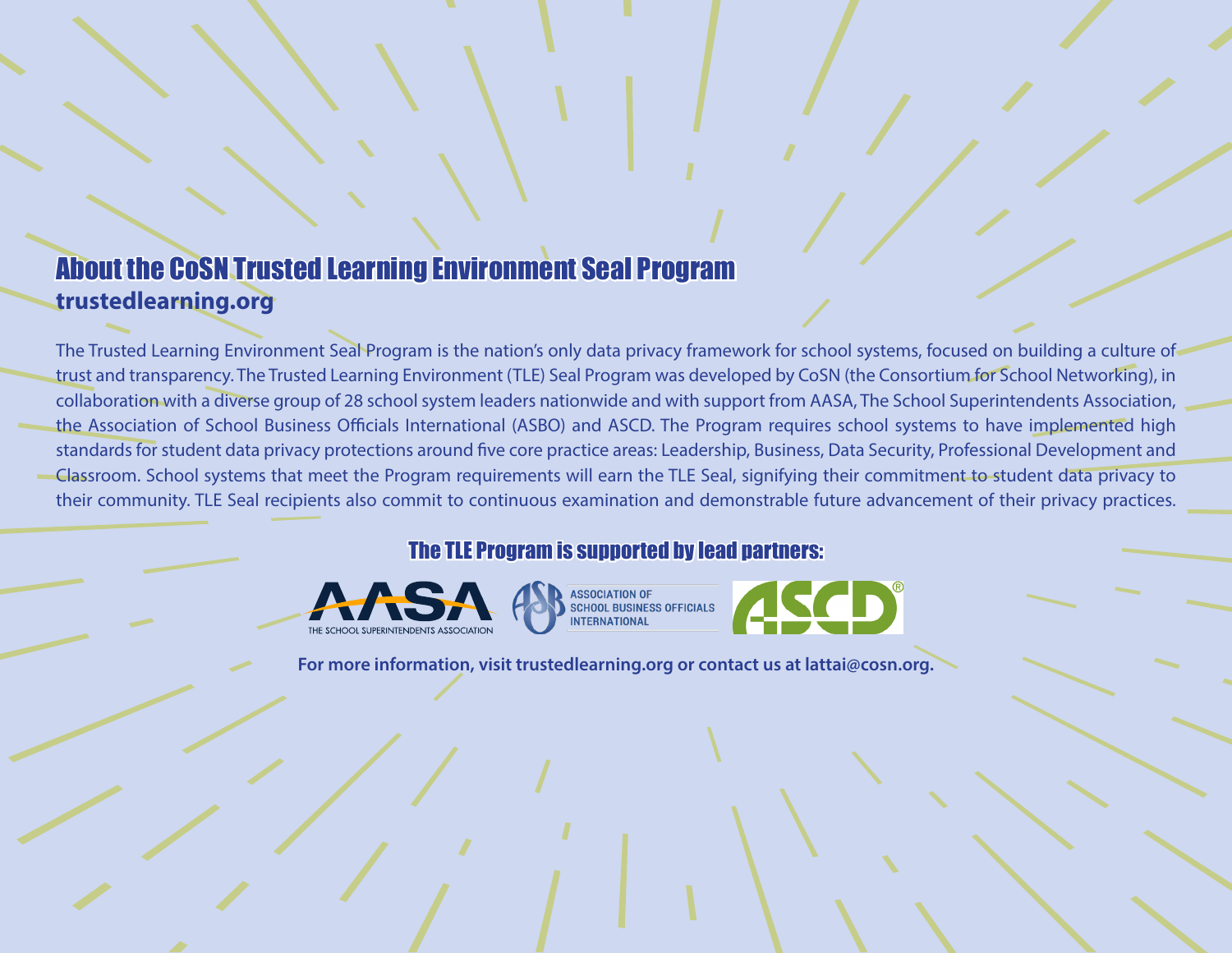## About the CoSN Trusted Learning Environment Seal Program

**trustedlearning.org**

The Trusted Learning Environment Seal Program is the nation's only data privacy framework for school systems, focused on building a culture of trust and transparency. The Trusted Learning Environment (TLE) Seal Program was developed by CoSN (the Consortium for School Networking), in collaboration with a diverse group of 28 school system leaders nationwide and with support from AASA, The School Superintendents Association, the Association of School Business Officials International (ASBO) and ASCD. The Program requires school systems to have implemented high standards for student data privacy protections around five core practice areas: Leadership, Business, Data Security, Professional Development and Classroom. School systems that meet the Program requirements will earn the TLE Seal, signifying their commitment to student data privacy to their community. TLE Seal recipients also commit to continuous examination and demonstrable future advancement of their privacy practices.

### The TLE Program is supported by lead partners:

AASA — THE SCHOOL SUPERINTENDENTS ASSOCIATION

ASBO — ASSOCIATION OF SCHOOL BUSINESS OFFICIALS INTERNATIONAL

ASCD®

**For more information, visit trustedlearning.org or contact us at lattai@cosn.org.**